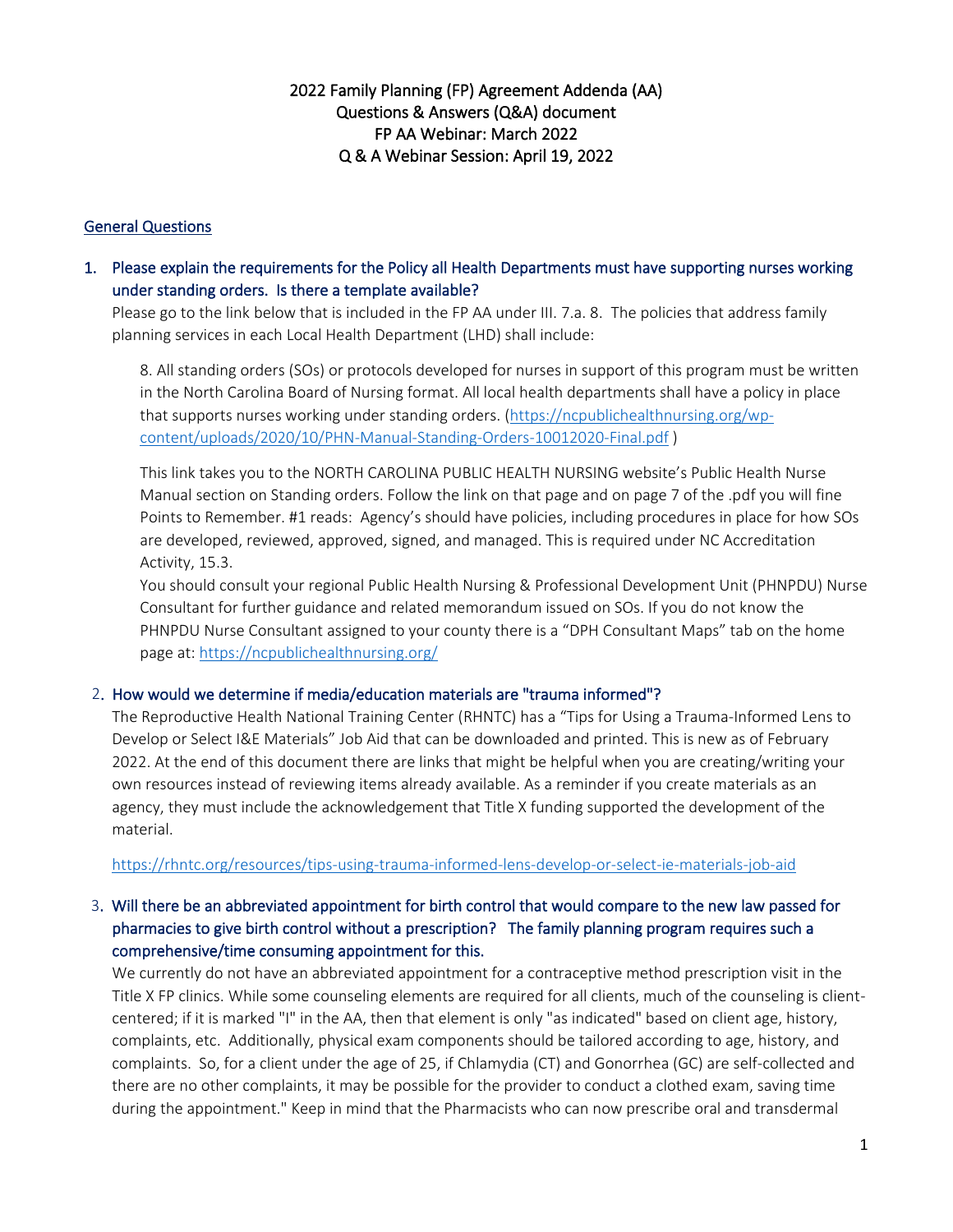# 2022 Family Planning (FP) Agreement Addenda (AA)
# Questions & Answers (Q&A) document
# FP AA Webinar: March 2022
# Q & A Webinar Session: April 19, 2022

## General Questions

1. **Please explain the requirements for the Policy all Health Departments must have supporting nurses working under standing orders. Is there a template available?**

   Please go to the link below that is included in the FP AA under III. 7.a. 8. The policies that address family planning services in each Local Health Department (LHD) shall include:

   > 8. All standing orders (SOs) or protocols developed for nurses in support of this program must be written in the North Carolina Board of Nursing format. All local health departments shall have a policy in place that supports nurses working under standing orders. (https://ncpublichealthnursing.org/wp-content/uploads/2020/10/PHN-Manual-Standing-Orders-10012020-Final.pdf )
   >
   > This link takes you to the NORTH CAROLINA PUBLIC HEALTH NURSING website's Public Health Nurse Manual section on Standing orders. Follow the link on that page and on page 7 of the .pdf you will fine Points to Remember. #1 reads: Agency's should have policies, including procedures in place for how SOs are developed, reviewed, approved, signed, and managed. This is required under NC Accreditation Activity, 15.3.
   >
   > You should consult your regional Public Health Nursing & Professional Development Unit (PHNPDU) Nurse Consultant for further guidance and related memorandum issued on SOs. If you do not know the PHNPDU Nurse Consultant assigned to your county there is a "DPH Consultant Maps" tab on the home page at: https://ncpublichealthnursing.org/

2. **How would we determine if media/education materials are "trauma informed"?**

   The Reproductive Health National Training Center (RHNTC) has a "Tips for Using a Trauma-Informed Lens to Develop or Select I&E Materials" Job Aid that can be downloaded and printed. This is new as of February 2022. At the end of this document there are links that might be helpful when you are creating/writing your own resources instead of reviewing items already available. As a reminder if you create materials as an agency, they must include the acknowledgement that Title X funding supported the development of the material.

   https://rhntc.org/resources/tips-using-trauma-informed-lens-develop-or-select-ie-materials-job-aid

3. **Will there be an abbreviated appointment for birth control that would compare to the new law passed for pharmacies to give birth control without a prescription? The family planning program requires such a comprehensive/time consuming appointment for this.**

   We currently do not have an abbreviated appointment for a contraceptive method prescription visit in the Title X FP clinics. While some counseling elements are required for all clients, much of the counseling is client-centered; if it is marked "I" in the AA, then that element is only "as indicated" based on client age, history, complaints, etc. Additionally, physical exam components should be tailored according to age, history, and complaints. So, for a client under the age of 25, if Chlamydia (CT) and Gonorrhea (GC) are self-collected and there are no other complaints, it may be possible for the provider to conduct a clothed exam, saving time during the appointment." Keep in mind that the Pharmacists who can now prescribe oral and transdermal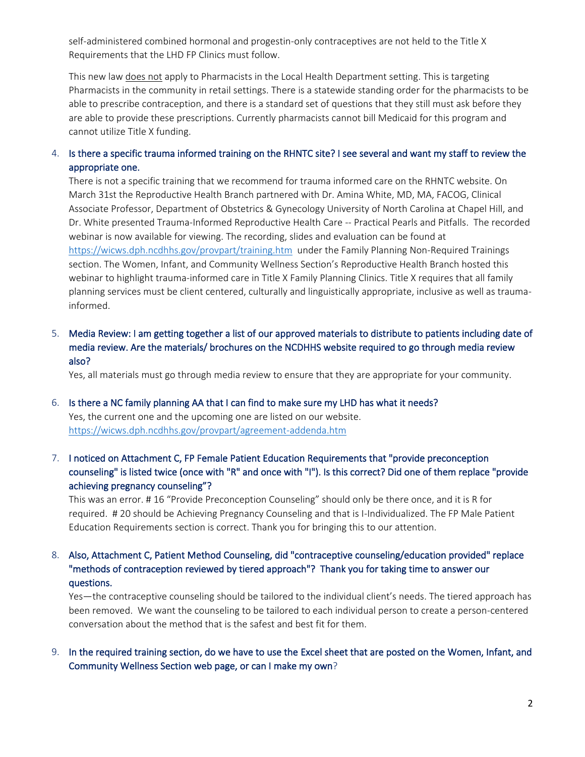self-administered combined hormonal and progestin-only contraceptives are not held to the Title X Requirements that the LHD FP Clinics must follow.

This new law does not apply to Pharmacists in the Local Health Department setting. This is targeting Pharmacists in the community in retail settings. There is a statewide standing order for the pharmacists to be able to prescribe contraception, and there is a standard set of questions that they still must ask before they are able to provide these prescriptions. Currently pharmacists cannot bill Medicaid for this program and cannot utilize Title X funding.

4. **Is there a specific trauma informed training on the RHNTC site? I see several and want my staff to review the appropriate one.**
   There is not a specific training that we recommend for trauma informed care on the RHNTC website. On March 31st the Reproductive Health Branch partnered with Dr. Amina White, MD, MA, FACOG, Clinical Associate Professor, Department of Obstetrics & Gynecology University of North Carolina at Chapel Hill, and Dr. White presented Trauma-Informed Reproductive Health Care -- Practical Pearls and Pitfalls. The recorded webinar is now available for viewing. The recording, slides and evaluation can be found at https://wicws.dph.ncdhhs.gov/provpart/training.htm under the Family Planning Non-Required Trainings section. The Women, Infant, and Community Wellness Section's Reproductive Health Branch hosted this webinar to highlight trauma-informed care in Title X Family Planning Clinics. Title X requires that all family planning services must be client centered, culturally and linguistically appropriate, inclusive as well as trauma-informed.

5. **Media Review: I am getting together a list of our approved materials to distribute to patients including date of media review. Are the materials/ brochures on the NCDHHS website required to go through media review also?**
   Yes, all materials must go through media review to ensure that they are appropriate for your community.

6. **Is there a NC family planning AA that I can find to make sure my LHD has what it needs?**
   Yes, the current one and the upcoming one are listed on our website.
   https://wicws.dph.ncdhhs.gov/provpart/agreement-addenda.htm

7. **I noticed on Attachment C, FP Female Patient Education Requirements that "provide preconception counseling" is listed twice (once with "R" and once with "I"). Is this correct? Did one of them replace "provide achieving pregnancy counseling"?**
   This was an error. # 16 "Provide Preconception Counseling" should only be there once, and it is R for required. # 20 should be Achieving Pregnancy Counseling and that is I-Individualized. The FP Male Patient Education Requirements section is correct. Thank you for bringing this to our attention.

8. **Also, Attachment C, Patient Method Counseling, did "contraceptive counseling/education provided" replace "methods of contraception reviewed by tiered approach"? Thank you for taking time to answer our questions.**
   Yes—the contraceptive counseling should be tailored to the individual client's needs. The tiered approach has been removed. We want the counseling to be tailored to each individual person to create a person-centered conversation about the method that is the safest and best fit for them.

9. **In the required training section, do we have to use the Excel sheet that are posted on the Women, Infant, and Community Wellness Section web page, or can I make my own?**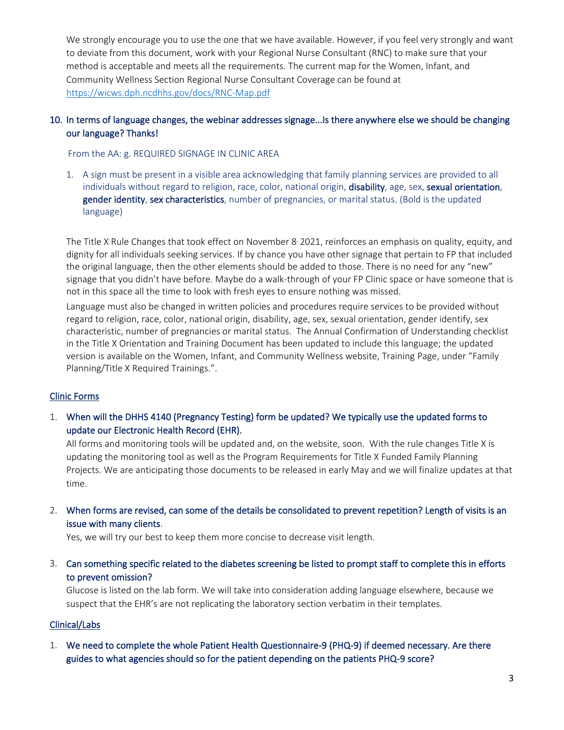We strongly encourage you to use the one that we have available. However, if you feel very strongly and want to deviate from this document, work with your Regional Nurse Consultant (RNC) to make sure that your method is acceptable and meets all the requirements. The current map for the Women, Infant, and Community Wellness Section Regional Nurse Consultant Coverage can be found at [https://wicws.dph.ncdhhs.gov/docs/RNC-Map.pdf](https://wicws.dph.ncdhhs.gov/docs/RNC-Map.pdf)

10. **In terms of language changes, the webinar addresses signage...Is there anywhere else we should be changing our language? Thanks!**

From the AA: g. REQUIRED SIGNAGE IN CLINIC AREA

1. A sign must be present in a visible area acknowledging that family planning services are provided to all individuals without regard to religion, race, color, national origin, **disability**, age, sex, **sexual orientation**, **gender identity**, **sex characteristics**, number of pregnancies, or marital status. (Bold is the updated language)

The Title X Rule Changes that took effect on November 8, 2021, reinforces an emphasis on quality, equity, and dignity for all individuals seeking services. If by chance you have other signage that pertain to FP that included the original language, then the other elements should be added to those. There is no need for any "new" signage that you didn't have before. Maybe do a walk-through of your FP Clinic space or have someone that is not in this space all the time to look with fresh eyes to ensure nothing was missed.

Language must also be changed in written policies and procedures require services to be provided without regard to religion, race, color, national origin, disability, age, sex, sexual orientation, gender identify, sex characteristic, number of pregnancies or marital status. The Annual Confirmation of Understanding checklist in the Title X Orientation and Training Document has been updated to include this language; the updated version is available on the Women, Infant, and Community Wellness website, Training Page, under "Family Planning/Title X Required Trainings.".

## Clinic Forms

1. **When will the DHHS 4140 (Pregnancy Testing) form be updated? We typically use the updated forms to update our Electronic Health Record (EHR).**

   All forms and monitoring tools will be updated and, on the website, soon. With the rule changes Title X is updating the monitoring tool as well as the Program Requirements for Title X Funded Family Planning Projects. We are anticipating those documents to be released in early May and we will finalize updates at that time.

2. **When forms are revised, can some of the details be consolidated to prevent repetition? Length of visits is an issue with many clients.**

   Yes, we will try our best to keep them more concise to decrease visit length.

3. **Can something specific related to the diabetes screening be listed to prompt staff to complete this in efforts to prevent omission?**

   Glucose is listed on the lab form. We will take into consideration adding language elsewhere, because we suspect that the EHR's are not replicating the laboratory section verbatim in their templates.

## Clinical/Labs

1. **We need to complete the whole Patient Health Questionnaire-9 (PHQ-9) if deemed necessary. Are there guides to what agencies should so for the patient depending on the patients PHQ-9 score?**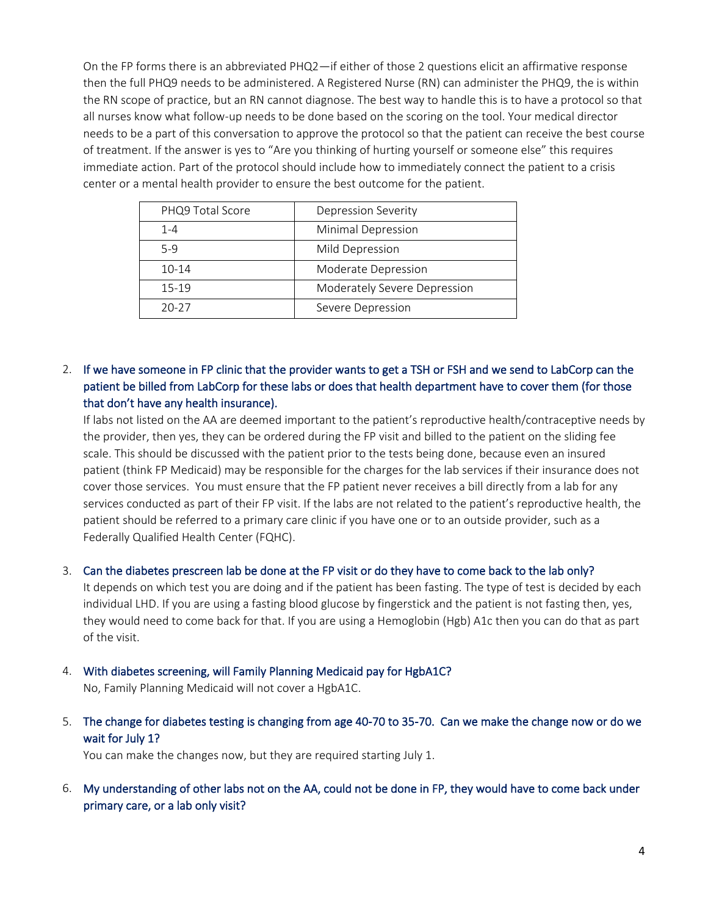On the FP forms there is an abbreviated PHQ2—if either of those 2 questions elicit an affirmative response then the full PHQ9 needs to be administered. A Registered Nurse (RN) can administer the PHQ9, the is within the RN scope of practice, but an RN cannot diagnose. The best way to handle this is to have a protocol so that all nurses know what follow-up needs to be done based on the scoring on the tool. Your medical director needs to be a part of this conversation to approve the protocol so that the patient can receive the best course of treatment. If the answer is yes to "Are you thinking of hurting yourself or someone else" this requires immediate action. Part of the protocol should include how to immediately connect the patient to a crisis center or a mental health provider to ensure the best outcome for the patient.

| PHQ9 Total Score | Depression Severity |
|---|---|
| 1-4 | Minimal Depression |
| 5-9 | Mild Depression |
| 10-14 | Moderate Depression |
| 15-19 | Moderately Severe Depression |
| 20-27 | Severe Depression |

2. **If we have someone in FP clinic that the provider wants to get a TSH or FSH and we send to LabCorp can the patient be billed from LabCorp for these labs or does that health department have to cover them (for those that don't have any health insurance).**

   If labs not listed on the AA are deemed important to the patient's reproductive health/contraceptive needs by the provider, then yes, they can be ordered during the FP visit and billed to the patient on the sliding fee scale. This should be discussed with the patient prior to the tests being done, because even an insured patient (think FP Medicaid) may be responsible for the charges for the lab services if their insurance does not cover those services. You must ensure that the FP patient never receives a bill directly from a lab for any services conducted as part of their FP visit. If the labs are not related to the patient's reproductive health, the patient should be referred to a primary care clinic if you have one or to an outside provider, such as a Federally Qualified Health Center (FQHC).

3. **Can the diabetes prescreen lab be done at the FP visit or do they have to come back to the lab only?**

   It depends on which test you are doing and if the patient has been fasting. The type of test is decided by each individual LHD. If you are using a fasting blood glucose by fingerstick and the patient is not fasting then, yes, they would need to come back for that. If you are using a Hemoglobin (Hgb) A1c then you can do that as part of the visit.

4. **With diabetes screening, will Family Planning Medicaid pay for HgbA1C?**

   No, Family Planning Medicaid will not cover a HgbA1C.

5. **The change for diabetes testing is changing from age 40-70 to 35-70. Can we make the change now or do we wait for July 1?**

   You can make the changes now, but they are required starting July 1.

6. **My understanding of other labs not on the AA, could not be done in FP, they would have to come back under primary care, or a lab only visit?**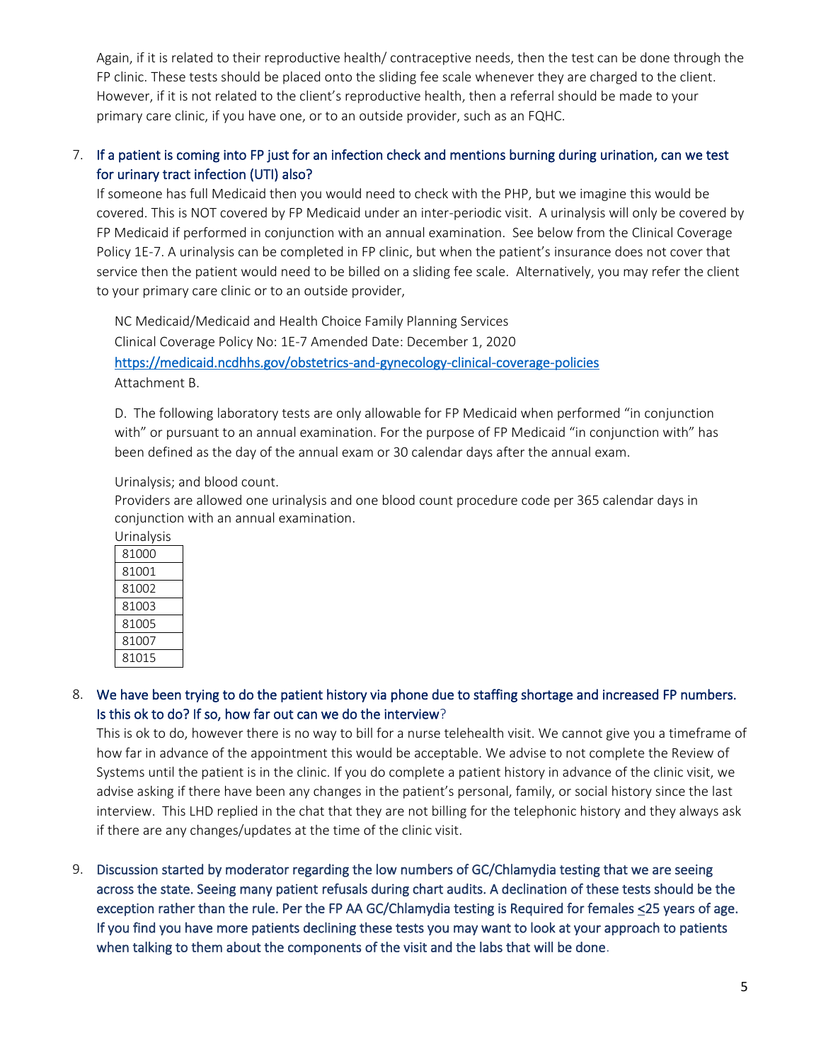Again, if it is related to their reproductive health/ contraceptive needs, then the test can be done through the FP clinic. These tests should be placed onto the sliding fee scale whenever they are charged to the client. However, if it is not related to the client's reproductive health, then a referral should be made to your primary care clinic, if you have one, or to an outside provider, such as an FQHC.

7. **If a patient is coming into FP just for an infection check and mentions burning during urination, can we test for urinary tract infection (UTI) also?**

   If someone has full Medicaid then you would need to check with the PHP, but we imagine this would be covered. This is NOT covered by FP Medicaid under an inter-periodic visit. A urinalysis will only be covered by FP Medicaid if performed in conjunction with an annual examination. See below from the Clinical Coverage Policy 1E-7. A urinalysis can be completed in FP clinic, but when the patient's insurance does not cover that service then the patient would need to be billed on a sliding fee scale. Alternatively, you may refer the client to your primary care clinic or to an outside provider,

   NC Medicaid/Medicaid and Health Choice Family Planning Services
   Clinical Coverage Policy No: 1E-7 Amended Date: December 1, 2020
   https://medicaid.ncdhhs.gov/obstetrics-and-gynecology-clinical-coverage-policies
   Attachment B.

   D. The following laboratory tests are only allowable for FP Medicaid when performed "in conjunction with" or pursuant to an annual examination. For the purpose of FP Medicaid "in conjunction with" has been defined as the day of the annual exam or 30 calendar days after the annual exam.

   Urinalysis; and blood count.
   Providers are allowed one urinalysis and one blood count procedure code per 365 calendar days in conjunction with an annual examination.

   Urinalysis

   | 81000 |
   |---|
   | 81001 |
   | 81002 |
   | 81003 |
   | 81005 |
   | 81007 |
   | 81015 |

8. **We have been trying to do the patient history via phone due to staffing shortage and increased FP numbers. Is this ok to do? If so, how far out can we do the interview?**

   This is ok to do, however there is no way to bill for a nurse telehealth visit. We cannot give you a timeframe of how far in advance of the appointment this would be acceptable. We advise to not complete the Review of Systems until the patient is in the clinic. If you do complete a patient history in advance of the clinic visit, we advise asking if there have been any changes in the patient's personal, family, or social history since the last interview. This LHD replied in the chat that they are not billing for the telephonic history and they always ask if there are any changes/updates at the time of the clinic visit.

9. **Discussion started by moderator regarding the low numbers of GC/Chlamydia testing that we are seeing across the state. Seeing many patient refusals during chart audits. A declination of these tests should be the exception rather than the rule. Per the FP AA GC/Chlamydia testing is Required for females ≤25 years of age. If you find you have more patients declining these tests you may want to look at your approach to patients when talking to them about the components of the visit and the labs that will be done.**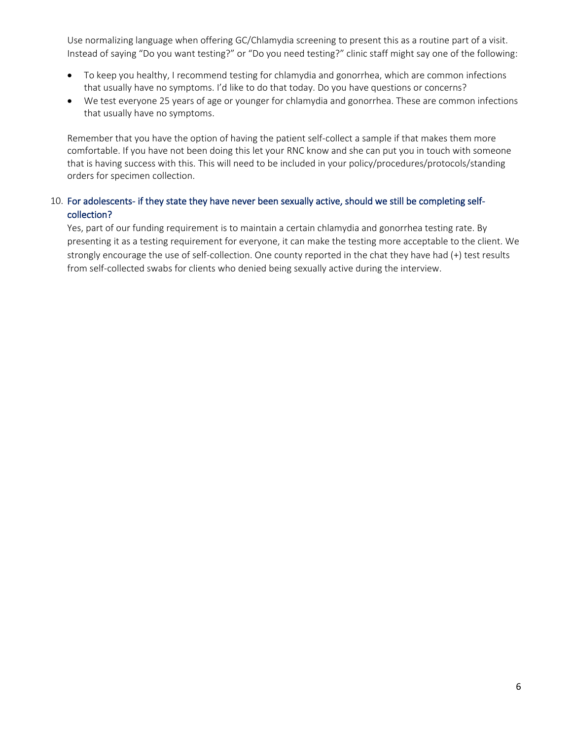Use normalizing language when offering GC/Chlamydia screening to present this as a routine part of a visit. Instead of saying "Do you want testing?" or "Do you need testing?" clinic staff might say one of the following:

- To keep you healthy, I recommend testing for chlamydia and gonorrhea, which are common infections that usually have no symptoms. I'd like to do that today. Do you have questions or concerns?
- We test everyone 25 years of age or younger for chlamydia and gonorrhea. These are common infections that usually have no symptoms.

Remember that you have the option of having the patient self-collect a sample if that makes them more comfortable. If you have not been doing this let your RNC know and she can put you in touch with someone that is having success with this. This will need to be included in your policy/procedures/protocols/standing orders for specimen collection.

10. **For adolescents- if they state they have never been sexually active, should we still be completing self-collection?**

    Yes, part of our funding requirement is to maintain a certain chlamydia and gonorrhea testing rate. By presenting it as a testing requirement for everyone, it can make the testing more acceptable to the client. We strongly encourage the use of self-collection. One county reported in the chat they have had (+) test results from self-collected swabs for clients who denied being sexually active during the interview.